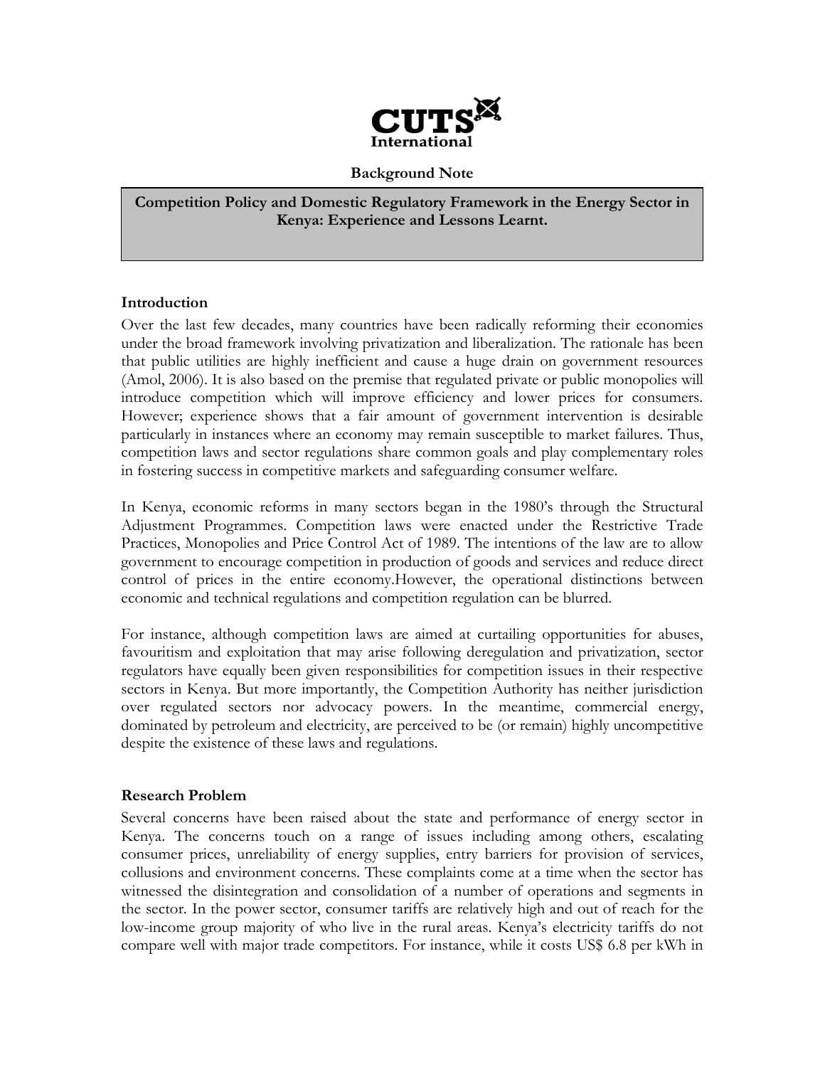**CUTS International**

**Background Note**

**Competition Policy and Domestic Regulatory Framework in the Energy Sector in Kenya: Experience and Lessons Learnt.**

## Introduction

Over the last few decades, many countries have been radically reforming their economies under the broad framework involving privatization and liberalization. The rationale has been that public utilities are highly inefficient and cause a huge drain on government resources (Amol, 2006). It is also based on the premise that regulated private or public monopolies will introduce competition which will improve efficiency and lower prices for consumers. However; experience shows that a fair amount of government intervention is desirable particularly in instances where an economy may remain susceptible to market failures. Thus, competition laws and sector regulations share common goals and play complementary roles in fostering success in competitive markets and safeguarding consumer welfare.

In Kenya, economic reforms in many sectors began in the 1980's through the Structural Adjustment Programmes. Competition laws were enacted under the Restrictive Trade Practices, Monopolies and Price Control Act of 1989. The intentions of the law are to allow government to encourage competition in production of goods and services and reduce direct control of prices in the entire economy.However, the operational distinctions between economic and technical regulations and competition regulation can be blurred.

For instance, although competition laws are aimed at curtailing opportunities for abuses, favouritism and exploitation that may arise following deregulation and privatization, sector regulators have equally been given responsibilities for competition issues in their respective sectors in Kenya. But more importantly, the Competition Authority has neither jurisdiction over regulated sectors nor advocacy powers. In the meantime, commercial energy, dominated by petroleum and electricity, are perceived to be (or remain) highly uncompetitive despite the existence of these laws and regulations.

## Research Problem

Several concerns have been raised about the state and performance of energy sector in Kenya. The concerns touch on a range of issues including among others, escalating consumer prices, unreliability of energy supplies, entry barriers for provision of services, collusions and environment concerns. These complaints come at a time when the sector has witnessed the disintegration and consolidation of a number of operations and segments in the sector. In the power sector, consumer tariffs are relatively high and out of reach for the low-income group majority of who live in the rural areas. Kenya's electricity tariffs do not compare well with major trade competitors. For instance, while it costs US$ 6.8 per kWh in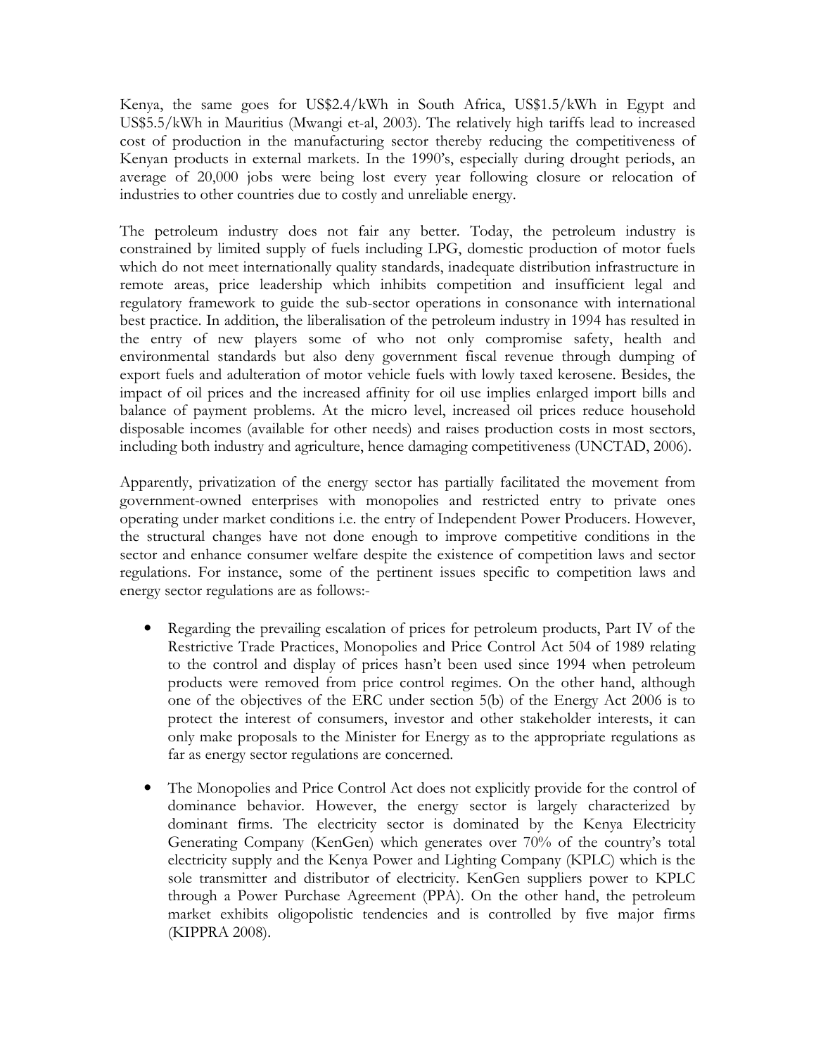Kenya, the same goes for US$2.4/kWh in South Africa, US$1.5/kWh in Egypt and US$5.5/kWh in Mauritius (Mwangi et-al, 2003). The relatively high tariffs lead to increased cost of production in the manufacturing sector thereby reducing the competitiveness of Kenyan products in external markets. In the 1990's, especially during drought periods, an average of 20,000 jobs were being lost every year following closure or relocation of industries to other countries due to costly and unreliable energy.

The petroleum industry does not fair any better. Today, the petroleum industry is constrained by limited supply of fuels including LPG, domestic production of motor fuels which do not meet internationally quality standards, inadequate distribution infrastructure in remote areas, price leadership which inhibits competition and insufficient legal and regulatory framework to guide the sub-sector operations in consonance with international best practice. In addition, the liberalisation of the petroleum industry in 1994 has resulted in the entry of new players some of who not only compromise safety, health and environmental standards but also deny government fiscal revenue through dumping of export fuels and adulteration of motor vehicle fuels with lowly taxed kerosene. Besides, the impact of oil prices and the increased affinity for oil use implies enlarged import bills and balance of payment problems. At the micro level, increased oil prices reduce household disposable incomes (available for other needs) and raises production costs in most sectors, including both industry and agriculture, hence damaging competitiveness (UNCTAD, 2006).

Apparently, privatization of the energy sector has partially facilitated the movement from government-owned enterprises with monopolies and restricted entry to private ones operating under market conditions i.e. the entry of Independent Power Producers. However, the structural changes have not done enough to improve competitive conditions in the sector and enhance consumer welfare despite the existence of competition laws and sector regulations. For instance, some of the pertinent issues specific to competition laws and energy sector regulations are as follows:-

- Regarding the prevailing escalation of prices for petroleum products, Part IV of the Restrictive Trade Practices, Monopolies and Price Control Act 504 of 1989 relating to the control and display of prices hasn't been used since 1994 when petroleum products were removed from price control regimes. On the other hand, although one of the objectives of the ERC under section 5(b) of the Energy Act 2006 is to protect the interest of consumers, investor and other stakeholder interests, it can only make proposals to the Minister for Energy as to the appropriate regulations as far as energy sector regulations are concerned.

- The Monopolies and Price Control Act does not explicitly provide for the control of dominance behavior. However, the energy sector is largely characterized by dominant firms. The electricity sector is dominated by the Kenya Electricity Generating Company (KenGen) which generates over 70% of the country's total electricity supply and the Kenya Power and Lighting Company (KPLC) which is the sole transmitter and distributor of electricity. KenGen suppliers power to KPLC through a Power Purchase Agreement (PPA). On the other hand, the petroleum market exhibits oligopolistic tendencies and is controlled by five major firms (KIPPRA 2008).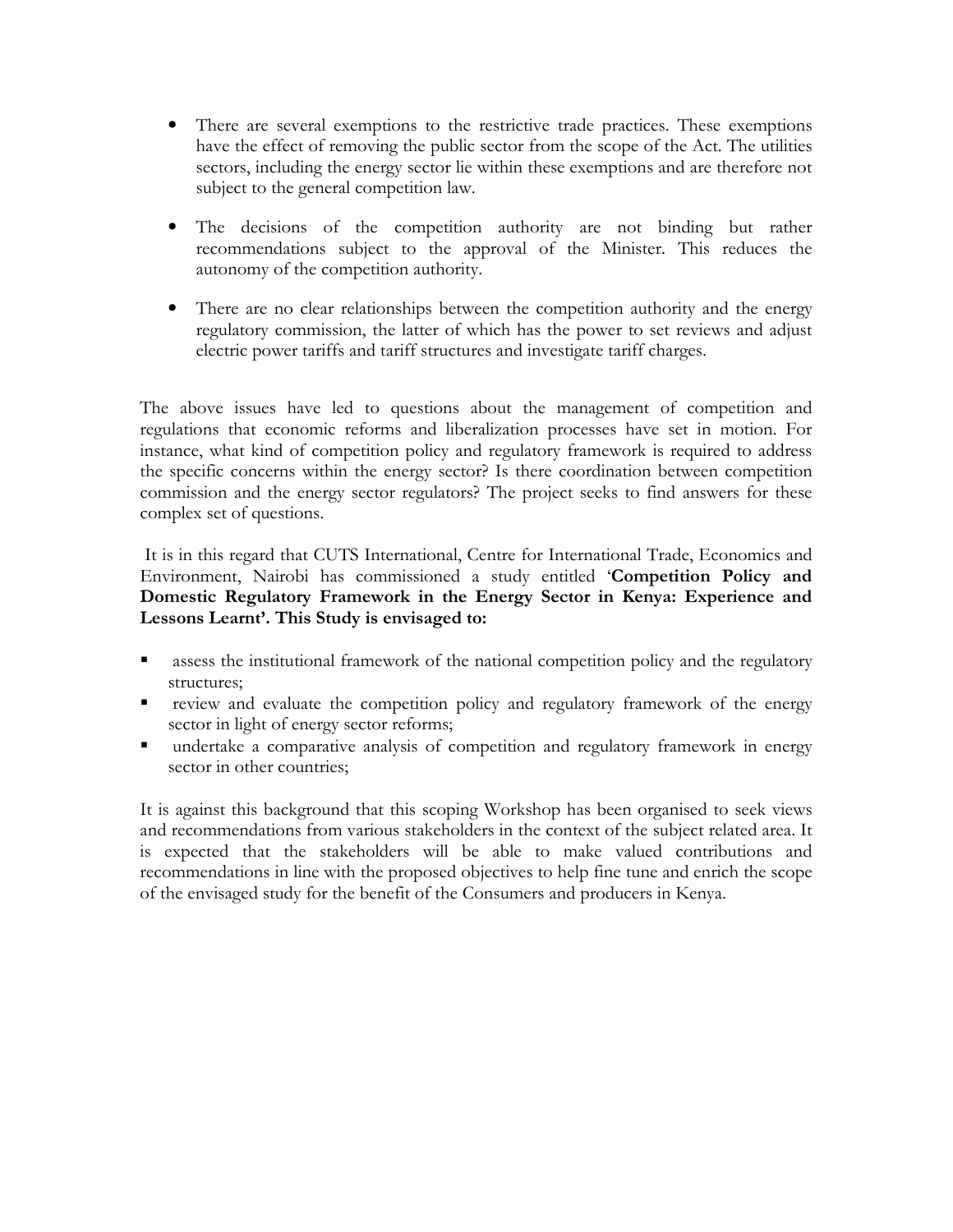- There are several exemptions to the restrictive trade practices. These exemptions have the effect of removing the public sector from the scope of the Act. The utilities sectors, including the energy sector lie within these exemptions and are therefore not subject to the general competition law.

- The decisions of the competition authority are not binding but rather recommendations subject to the approval of the Minister. This reduces the autonomy of the competition authority.

- There are no clear relationships between the competition authority and the energy regulatory commission, the latter of which has the power to set reviews and adjust electric power tariffs and tariff structures and investigate tariff charges.

The above issues have led to questions about the management of competition and regulations that economic reforms and liberalization processes have set in motion. For instance, what kind of competition policy and regulatory framework is required to address the specific concerns within the energy sector? Is there coordination between competition commission and the energy sector regulators? The project seeks to find answers for these complex set of questions.

It is in this regard that CUTS International, Centre for International Trade, Economics and Environment, Nairobi has commissioned a study entitled '**Competition Policy and Domestic Regulatory Framework in the Energy Sector in Kenya: Experience and Lessons Learnt'. This Study is envisaged to:**

- assess the institutional framework of the national competition policy and the regulatory structures;
- review and evaluate the competition policy and regulatory framework of the energy sector in light of energy sector reforms;
- undertake a comparative analysis of competition and regulatory framework in energy sector in other countries;

It is against this background that this scoping Workshop has been organised to seek views and recommendations from various stakeholders in the context of the subject related area. It is expected that the stakeholders will be able to make valued contributions and recommendations in line with the proposed objectives to help fine tune and enrich the scope of the envisaged study for the benefit of the Consumers and producers in Kenya.